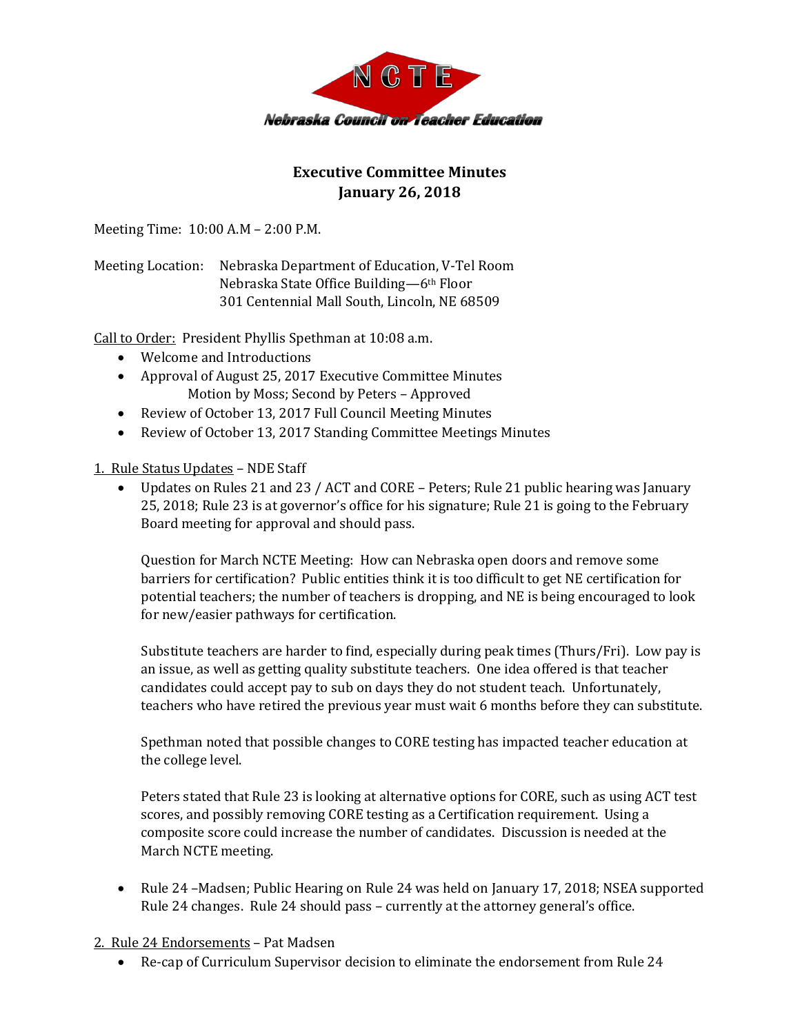NCTE

Nebraska Council on Teacher Education

# Executive Committee Minutes
## January 26, 2018

Meeting Time: 10:00 A.M – 2:00 P.M.

Meeting Location: Nebraska Department of Education, V-Tel Room
Nebraska State Office Building—6th Floor
301 Centennial Mall South, Lincoln, NE 68509

Call to Order: President Phyllis Spethman at 10:08 a.m.

- Welcome and Introductions
- Approval of August 25, 2017 Executive Committee Minutes
  Motion by Moss; Second by Peters – Approved
- Review of October 13, 2017 Full Council Meeting Minutes
- Review of October 13, 2017 Standing Committee Meetings Minutes

1. Rule Status Updates – NDE Staff

- Updates on Rules 21 and 23 / ACT and CORE – Peters; Rule 21 public hearing was January 25, 2018; Rule 23 is at governor's office for his signature; Rule 21 is going to the February Board meeting for approval and should pass.

  Question for March NCTE Meeting: How can Nebraska open doors and remove some barriers for certification? Public entities think it is too difficult to get NE certification for potential teachers; the number of teachers is dropping, and NE is being encouraged to look for new/easier pathways for certification.

  Substitute teachers are harder to find, especially during peak times (Thurs/Fri). Low pay is an issue, as well as getting quality substitute teachers. One idea offered is that teacher candidates could accept pay to sub on days they do not student teach. Unfortunately, teachers who have retired the previous year must wait 6 months before they can substitute.

  Spethman noted that possible changes to CORE testing has impacted teacher education at the college level.

  Peters stated that Rule 23 is looking at alternative options for CORE, such as using ACT test scores, and possibly removing CORE testing as a Certification requirement. Using a composite score could increase the number of candidates. Discussion is needed at the March NCTE meeting.

- Rule 24 –Madsen; Public Hearing on Rule 24 was held on January 17, 2018; NSEA supported Rule 24 changes. Rule 24 should pass – currently at the attorney general's office.

2. Rule 24 Endorsements – Pat Madsen

- Re-cap of Curriculum Supervisor decision to eliminate the endorsement from Rule 24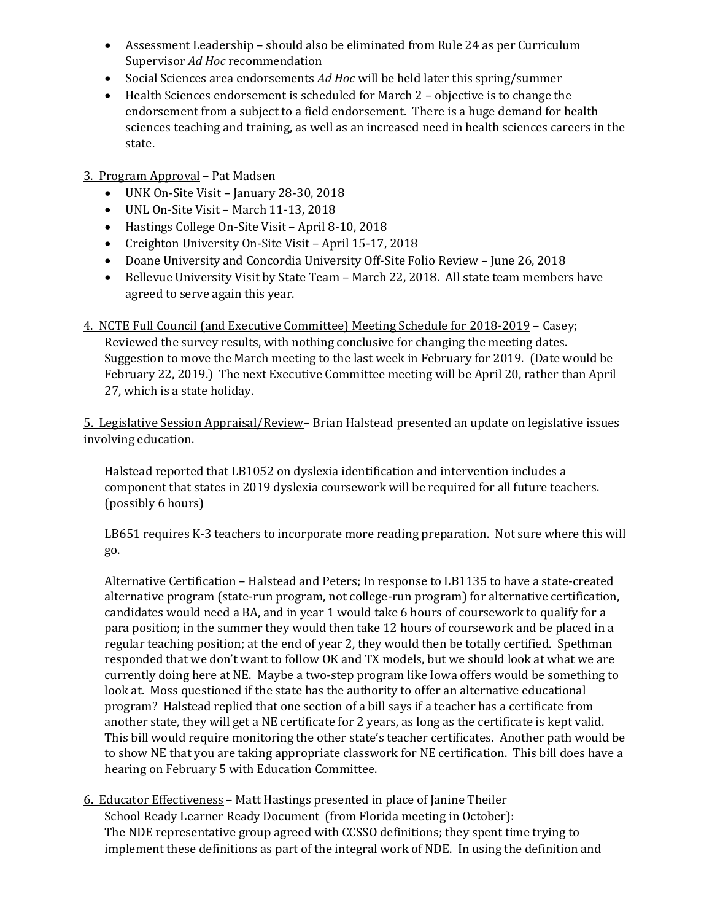- Assessment Leadership – should also be eliminated from Rule 24 as per Curriculum Supervisor *Ad Hoc* recommendation
- Social Sciences area endorsements *Ad Hoc* will be held later this spring/summer
- Health Sciences endorsement is scheduled for March 2 – objective is to change the endorsement from a subject to a field endorsement. There is a huge demand for health sciences teaching and training, as well as an increased need in health sciences careers in the state.

3. Program Approval – Pat Madsen

- UNK On-Site Visit – January 28-30, 2018
- UNL On-Site Visit – March 11-13, 2018
- Hastings College On-Site Visit – April 8-10, 2018
- Creighton University On-Site Visit – April 15-17, 2018
- Doane University and Concordia University Off-Site Folio Review – June 26, 2018
- Bellevue University Visit by State Team – March 22, 2018. All state team members have agreed to serve again this year.

4. NCTE Full Council (and Executive Committee) Meeting Schedule for 2018-2019 – Casey; Reviewed the survey results, with nothing conclusive for changing the meeting dates. Suggestion to move the March meeting to the last week in February for 2019. (Date would be February 22, 2019.) The next Executive Committee meeting will be April 20, rather than April 27, which is a state holiday.

5. Legislative Session Appraisal/Review– Brian Halstead presented an update on legislative issues involving education.

Halstead reported that LB1052 on dyslexia identification and intervention includes a component that states in 2019 dyslexia coursework will be required for all future teachers. (possibly 6 hours)

LB651 requires K-3 teachers to incorporate more reading preparation. Not sure where this will go.

Alternative Certification – Halstead and Peters; In response to LB1135 to have a state-created alternative program (state-run program, not college-run program) for alternative certification, candidates would need a BA, and in year 1 would take 6 hours of coursework to qualify for a para position; in the summer they would then take 12 hours of coursework and be placed in a regular teaching position; at the end of year 2, they would then be totally certified. Spethman responded that we don't want to follow OK and TX models, but we should look at what we are currently doing here at NE. Maybe a two-step program like Iowa offers would be something to look at. Moss questioned if the state has the authority to offer an alternative educational program? Halstead replied that one section of a bill says if a teacher has a certificate from another state, they will get a NE certificate for 2 years, as long as the certificate is kept valid. This bill would require monitoring the other state's teacher certificates. Another path would be to show NE that you are taking appropriate classwork for NE certification. This bill does have a hearing on February 5 with Education Committee.

6. Educator Effectiveness – Matt Hastings presented in place of Janine Theiler

School Ready Learner Ready Document (from Florida meeting in October):

The NDE representative group agreed with CCSSO definitions; they spent time trying to implement these definitions as part of the integral work of NDE. In using the definition and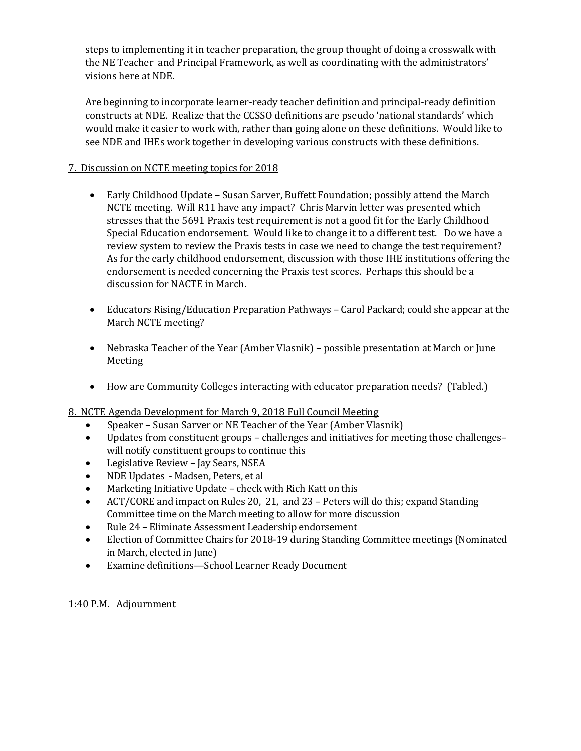steps to implementing it in teacher preparation, the group thought of doing a crosswalk with the NE Teacher and Principal Framework, as well as coordinating with the administrators' visions here at NDE.

Are beginning to incorporate learner-ready teacher definition and principal-ready definition constructs at NDE. Realize that the CCSSO definitions are pseudo 'national standards' which would make it easier to work with, rather than going alone on these definitions. Would like to see NDE and IHEs work together in developing various constructs with these definitions.

7. Discussion on NCTE meeting topics for 2018

- Early Childhood Update – Susan Sarver, Buffett Foundation; possibly attend the March NCTE meeting. Will R11 have any impact? Chris Marvin letter was presented which stresses that the 5691 Praxis test requirement is not a good fit for the Early Childhood Special Education endorsement. Would like to change it to a different test. Do we have a review system to review the Praxis tests in case we need to change the test requirement? As for the early childhood endorsement, discussion with those IHE institutions offering the endorsement is needed concerning the Praxis test scores. Perhaps this should be a discussion for NACTE in March.

- Educators Rising/Education Preparation Pathways – Carol Packard; could she appear at the March NCTE meeting?

- Nebraska Teacher of the Year (Amber Vlasnik) – possible presentation at March or June Meeting

- How are Community Colleges interacting with educator preparation needs? (Tabled.)

8. NCTE Agenda Development for March 9, 2018 Full Council Meeting

- Speaker – Susan Sarver or NE Teacher of the Year (Amber Vlasnik)
- Updates from constituent groups – challenges and initiatives for meeting those challenges– will notify constituent groups to continue this
- Legislative Review – Jay Sears, NSEA
- NDE Updates - Madsen, Peters, et al
- Marketing Initiative Update – check with Rich Katt on this
- ACT/CORE and impact on Rules 20, 21, and 23 – Peters will do this; expand Standing Committee time on the March meeting to allow for more discussion
- Rule 24 – Eliminate Assessment Leadership endorsement
- Election of Committee Chairs for 2018-19 during Standing Committee meetings (Nominated in March, elected in June)
- Examine definitions—School Learner Ready Document

1:40 P.M. Adjournment